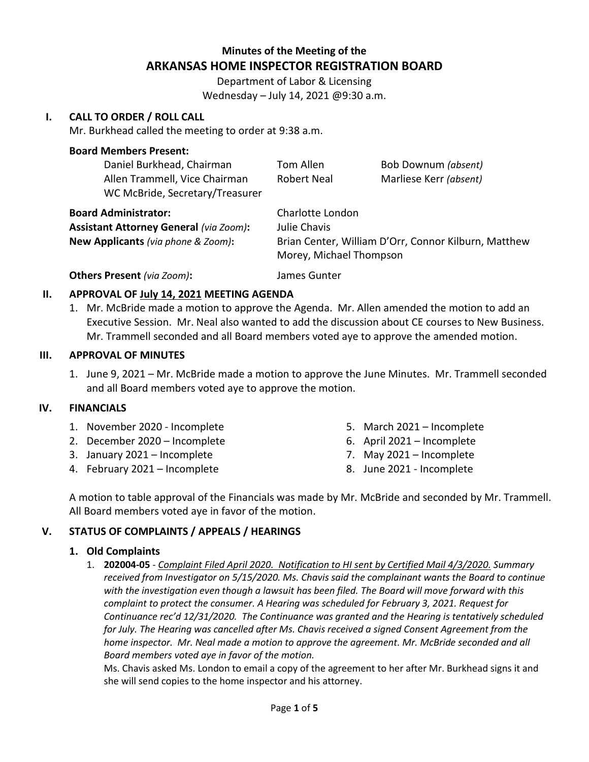# Minutes of the Meeting of the
# ARKANSAS HOME INSPECTOR REGISTRATION BOARD

Department of Labor & Licensing
Wednesday – July 14, 2021 @9:30 a.m.

## I. CALL TO ORDER / ROLL CALL

Mr. Burkhead called the meeting to order at 9:38 a.m.

**Board Members Present:**

| | | |
|---|---|---|
| Daniel Burkhead, Chairman | Tom Allen | Bob Downum *(absent)* |
| Allen Trammell, Vice Chairman | Robert Neal | Marliese Kerr *(absent)* |
| WC McBride, Secretary/Treasurer | | |

**Board Administrator:** Charlotte London
**Assistant Attorney General** *(via Zoom)***:** Julie Chavis
**New Applicants** *(via phone & Zoom)***:** Brian Center, William D'Orr, Connor Kilburn, Matthew Morey, Michael Thompson

**Others Present** *(via Zoom)***:** James Gunter

## II. APPROVAL OF <u>July 14, 2021</u> MEETING AGENDA

1. Mr. McBride made a motion to approve the Agenda. Mr. Allen amended the motion to add an Executive Session. Mr. Neal also wanted to add the discussion about CE courses to New Business. Mr. Trammell seconded and all Board members voted aye to approve the amended motion.

## III. APPROVAL OF MINUTES

1. June 9, 2021 – Mr. McBride made a motion to approve the June Minutes. Mr. Trammell seconded and all Board members voted aye to approve the motion.

## IV. FINANCIALS

1. November 2020 - Incomplete
2. December 2020 – Incomplete
3. January 2021 – Incomplete
4. February 2021 – Incomplete
5. March 2021 – Incomplete
6. April 2021 – Incomplete
7. May 2021 – Incomplete
8. June 2021 - Incomplete

A motion to table approval of the Financials was made by Mr. McBride and seconded by Mr. Trammell. All Board members voted aye in favor of the motion.

## V. STATUS OF COMPLAINTS / APPEALS / HEARINGS

### 1. Old Complaints

1. **202004-05** - *<u>Complaint Filed April 2020. Notification to HI sent by Certified Mail 4/3/2020.</u> Summary received from Investigator on 5/15/2020. Ms. Chavis said the complainant wants the Board to continue with the investigation even though a lawsuit has been filed. The Board will move forward with this complaint to protect the consumer. A Hearing was scheduled for February 3, 2021. Request for Continuance rec'd 12/31/2020. The Continuance was granted and the Hearing is tentatively scheduled for July. The Hearing was cancelled after Ms. Chavis received a signed Consent Agreement from the home inspector. Mr. Neal made a motion to approve the agreement. Mr. McBride seconded and all Board members voted aye in favor of the motion.*

   Ms. Chavis asked Ms. London to email a copy of the agreement to her after Mr. Burkhead signs it and she will send copies to the home inspector and his attorney.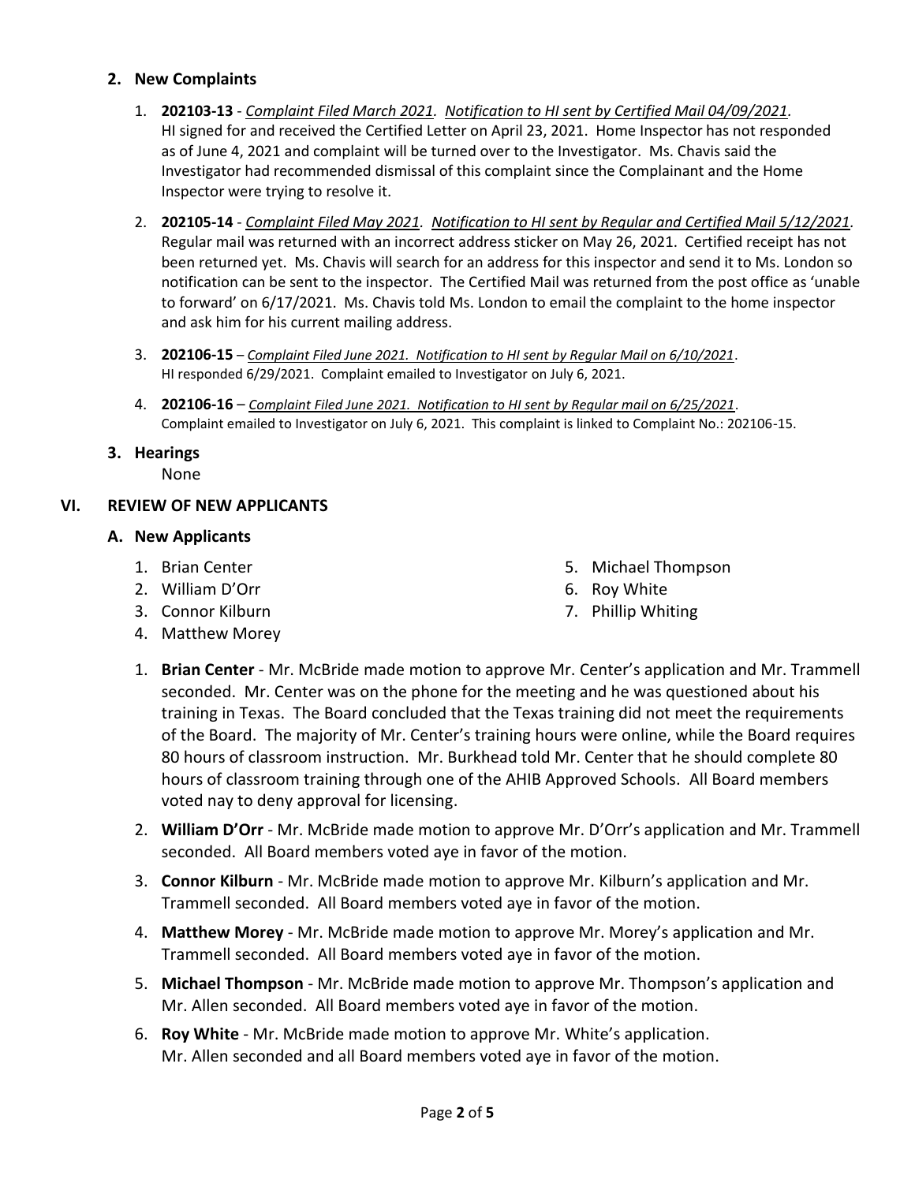## 2. New Complaints

1. **202103-13** - *Complaint Filed March 2021. Notification to HI sent by Certified Mail 04/09/2021.* HI signed for and received the Certified Letter on April 23, 2021. Home Inspector has not responded as of June 4, 2021 and complaint will be turned over to the Investigator. Ms. Chavis said the Investigator had recommended dismissal of this complaint since the Complainant and the Home Inspector were trying to resolve it.

2. **202105-14** - *Complaint Filed May 2021. Notification to HI sent by Regular and Certified Mail 5/12/2021.* Regular mail was returned with an incorrect address sticker on May 26, 2021. Certified receipt has not been returned yet. Ms. Chavis will search for an address for this inspector and send it to Ms. London so notification can be sent to the inspector. The Certified Mail was returned from the post office as 'unable to forward' on 6/17/2021. Ms. Chavis told Ms. London to email the complaint to the home inspector and ask him for his current mailing address.

3. **202106-15** – *Complaint Filed June 2021. Notification to HI sent by Regular Mail on 6/10/2021*. HI responded 6/29/2021. Complaint emailed to Investigator on July 6, 2021.

4. **202106-16** – *Complaint Filed June 2021. Notification to HI sent by Regular mail on 6/25/2021*. Complaint emailed to Investigator on July 6, 2021. This complaint is linked to Complaint No.: 202106-15.

## 3. Hearings

None

# VI. REVIEW OF NEW APPLICANTS

## A. New Applicants

1. Brian Center
2. William D'Orr
3. Connor Kilburn
4. Matthew Morey
5. Michael Thompson
6. Roy White
7. Phillip Whiting

1. **Brian Center** - Mr. McBride made motion to approve Mr. Center's application and Mr. Trammell seconded. Mr. Center was on the phone for the meeting and he was questioned about his training in Texas. The Board concluded that the Texas training did not meet the requirements of the Board. The majority of Mr. Center's training hours were online, while the Board requires 80 hours of classroom instruction. Mr. Burkhead told Mr. Center that he should complete 80 hours of classroom training through one of the AHIB Approved Schools. All Board members voted nay to deny approval for licensing.

2. **William D'Orr** - Mr. McBride made motion to approve Mr. D'Orr's application and Mr. Trammell seconded. All Board members voted aye in favor of the motion.

3. **Connor Kilburn** - Mr. McBride made motion to approve Mr. Kilburn's application and Mr. Trammell seconded. All Board members voted aye in favor of the motion.

4. **Matthew Morey** - Mr. McBride made motion to approve Mr. Morey's application and Mr. Trammell seconded. All Board members voted aye in favor of the motion.

5. **Michael Thompson** - Mr. McBride made motion to approve Mr. Thompson's application and Mr. Allen seconded. All Board members voted aye in favor of the motion.

6. **Roy White** - Mr. McBride made motion to approve Mr. White's application. Mr. Allen seconded and all Board members voted aye in favor of the motion.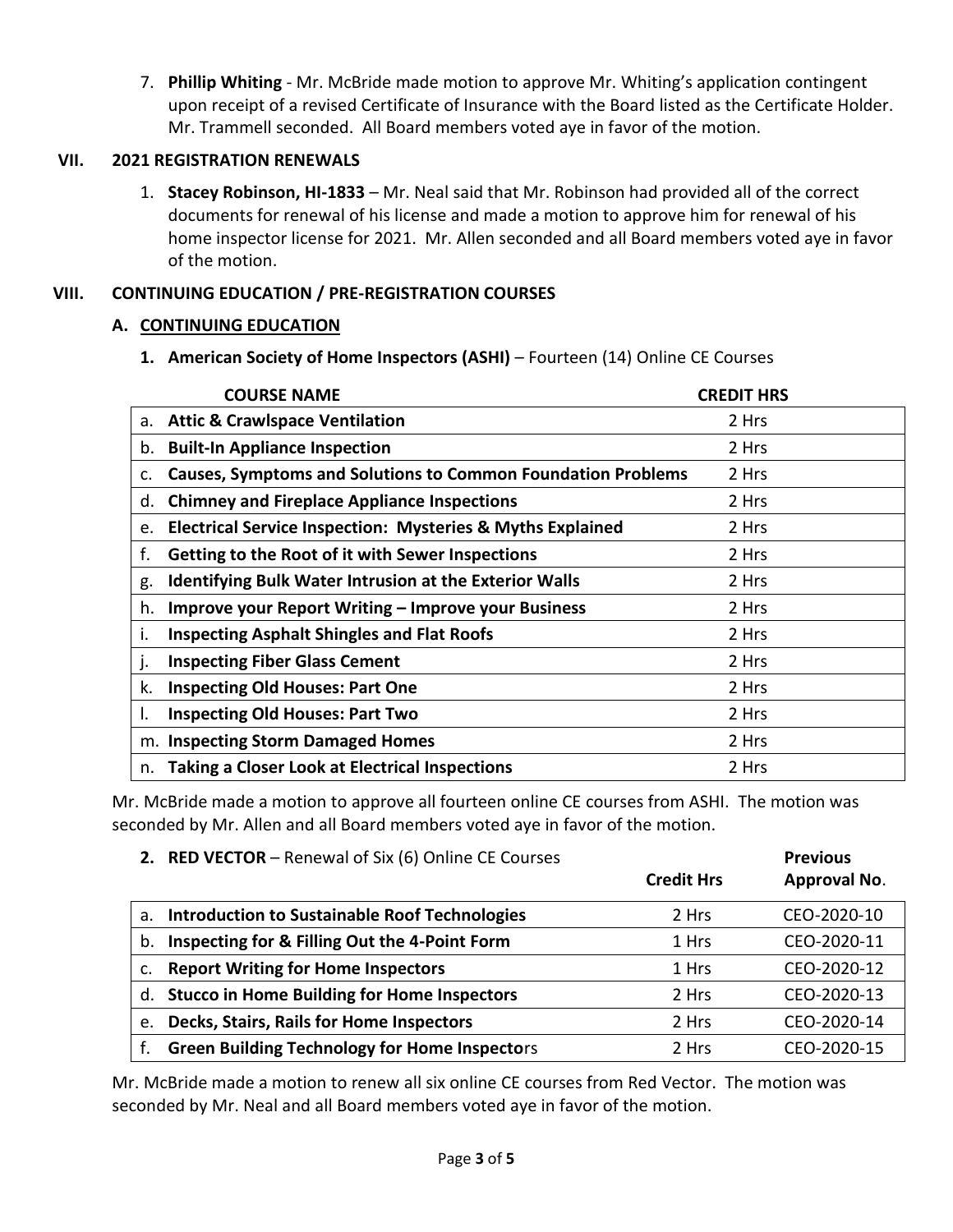7. **Phillip Whiting** - Mr. McBride made motion to approve Mr. Whiting's application contingent upon receipt of a revised Certificate of Insurance with the Board listed as the Certificate Holder. Mr. Trammell seconded. All Board members voted aye in favor of the motion.

## VII. 2021 REGISTRATION RENEWALS

1. **Stacey Robinson, HI-1833** – Mr. Neal said that Mr. Robinson had provided all of the correct documents for renewal of his license and made a motion to approve him for renewal of his home inspector license for 2021. Mr. Allen seconded and all Board members voted aye in favor of the motion.

## VIII. CONTINUING EDUCATION / PRE-REGISTRATION COURSES

### A. CONTINUING EDUCATION

**1. American Society of Home Inspectors (ASHI)** – Fourteen (14) Online CE Courses

| COURSE NAME | CREDIT HRS |
|---|---|
| a. **Attic & Crawlspace Ventilation** | 2 Hrs |
| b. **Built-In Appliance Inspection** | 2 Hrs |
| c. **Causes, Symptoms and Solutions to Common Foundation Problems** | 2 Hrs |
| d. **Chimney and Fireplace Appliance Inspections** | 2 Hrs |
| e. **Electrical Service Inspection: Mysteries & Myths Explained** | 2 Hrs |
| f. **Getting to the Root of it with Sewer Inspections** | 2 Hrs |
| g. **Identifying Bulk Water Intrusion at the Exterior Walls** | 2 Hrs |
| h. **Improve your Report Writing – Improve your Business** | 2 Hrs |
| i. **Inspecting Asphalt Shingles and Flat Roofs** | 2 Hrs |
| j. **Inspecting Fiber Glass Cement** | 2 Hrs |
| k. **Inspecting Old Houses: Part One** | 2 Hrs |
| l. **Inspecting Old Houses: Part Two** | 2 Hrs |
| m. **Inspecting Storm Damaged Homes** | 2 Hrs |
| n. **Taking a Closer Look at Electrical Inspections** | 2 Hrs |

Mr. McBride made a motion to approve all fourteen online CE courses from ASHI. The motion was seconded by Mr. Allen and all Board members voted aye in favor of the motion.

**2. RED VECTOR** – Renewal of Six (6) Online CE Courses

| | Credit Hrs | Previous Approval No. |
|---|---|---|
| a. **Introduction to Sustainable Roof Technologies** | 2 Hrs | CEO-2020-10 |
| b. **Inspecting for & Filling Out the 4-Point Form** | 1 Hrs | CEO-2020-11 |
| c. **Report Writing for Home Inspectors** | 1 Hrs | CEO-2020-12 |
| d. **Stucco in Home Building for Home Inspectors** | 2 Hrs | CEO-2020-13 |
| e. **Decks, Stairs, Rails for Home Inspectors** | 2 Hrs | CEO-2020-14 |
| f. **Green Building Technology for Home Inspectors** | 2 Hrs | CEO-2020-15 |

Mr. McBride made a motion to renew all six online CE courses from Red Vector. The motion was seconded by Mr. Neal and all Board members voted aye in favor of the motion.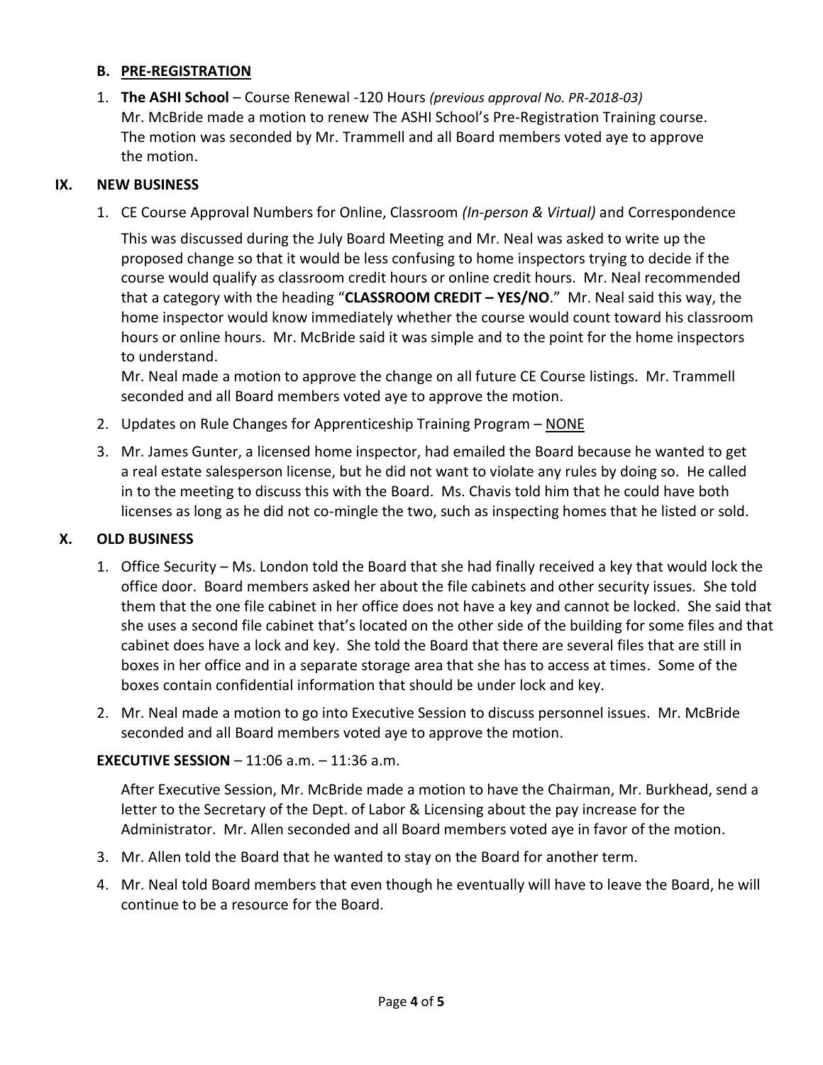### B. PRE-REGISTRATION

1. **The ASHI School** – Course Renewal -120 Hours *(previous approval No. PR-2018-03)*
   Mr. McBride made a motion to renew The ASHI School's Pre-Registration Training course. The motion was seconded by Mr. Trammell and all Board members voted aye to approve the motion.

## IX. NEW BUSINESS

1. CE Course Approval Numbers for Online, Classroom *(In-person & Virtual)* and Correspondence

   This was discussed during the July Board Meeting and Mr. Neal was asked to write up the proposed change so that it would be less confusing to home inspectors trying to decide if the course would qualify as classroom credit hours or online credit hours. Mr. Neal recommended that a category with the heading "**CLASSROOM CREDIT – YES/NO**." Mr. Neal said this way, the home inspector would know immediately whether the course would count toward his classroom hours or online hours. Mr. McBride said it was simple and to the point for the home inspectors to understand.
   Mr. Neal made a motion to approve the change on all future CE Course listings. Mr. Trammell seconded and all Board members voted aye to approve the motion.

2. Updates on Rule Changes for Apprenticeship Training Program – <u>NONE</u>

3. Mr. James Gunter, a licensed home inspector, had emailed the Board because he wanted to get a real estate salesperson license, but he did not want to violate any rules by doing so. He called in to the meeting to discuss this with the Board. Ms. Chavis told him that he could have both licenses as long as he did not co-mingle the two, such as inspecting homes that he listed or sold.

## X. OLD BUSINESS

1. Office Security – Ms. London told the Board that she had finally received a key that would lock the office door. Board members asked her about the file cabinets and other security issues. She told them that the one file cabinet in her office does not have a key and cannot be locked. She said that she uses a second file cabinet that's located on the other side of the building for some files and that cabinet does have a lock and key. She told the Board that there are several files that are still in boxes in her office and in a separate storage area that she has to access at times. Some of the boxes contain confidential information that should be under lock and key.

2. Mr. Neal made a motion to go into Executive Session to discuss personnel issues. Mr. McBride seconded and all Board members voted aye to approve the motion.

**EXECUTIVE SESSION** – 11:06 a.m. – 11:36 a.m.

After Executive Session, Mr. McBride made a motion to have the Chairman, Mr. Burkhead, send a letter to the Secretary of the Dept. of Labor & Licensing about the pay increase for the Administrator. Mr. Allen seconded and all Board members voted aye in favor of the motion.

3. Mr. Allen told the Board that he wanted to stay on the Board for another term.

4. Mr. Neal told Board members that even though he eventually will have to leave the Board, he will continue to be a resource for the Board.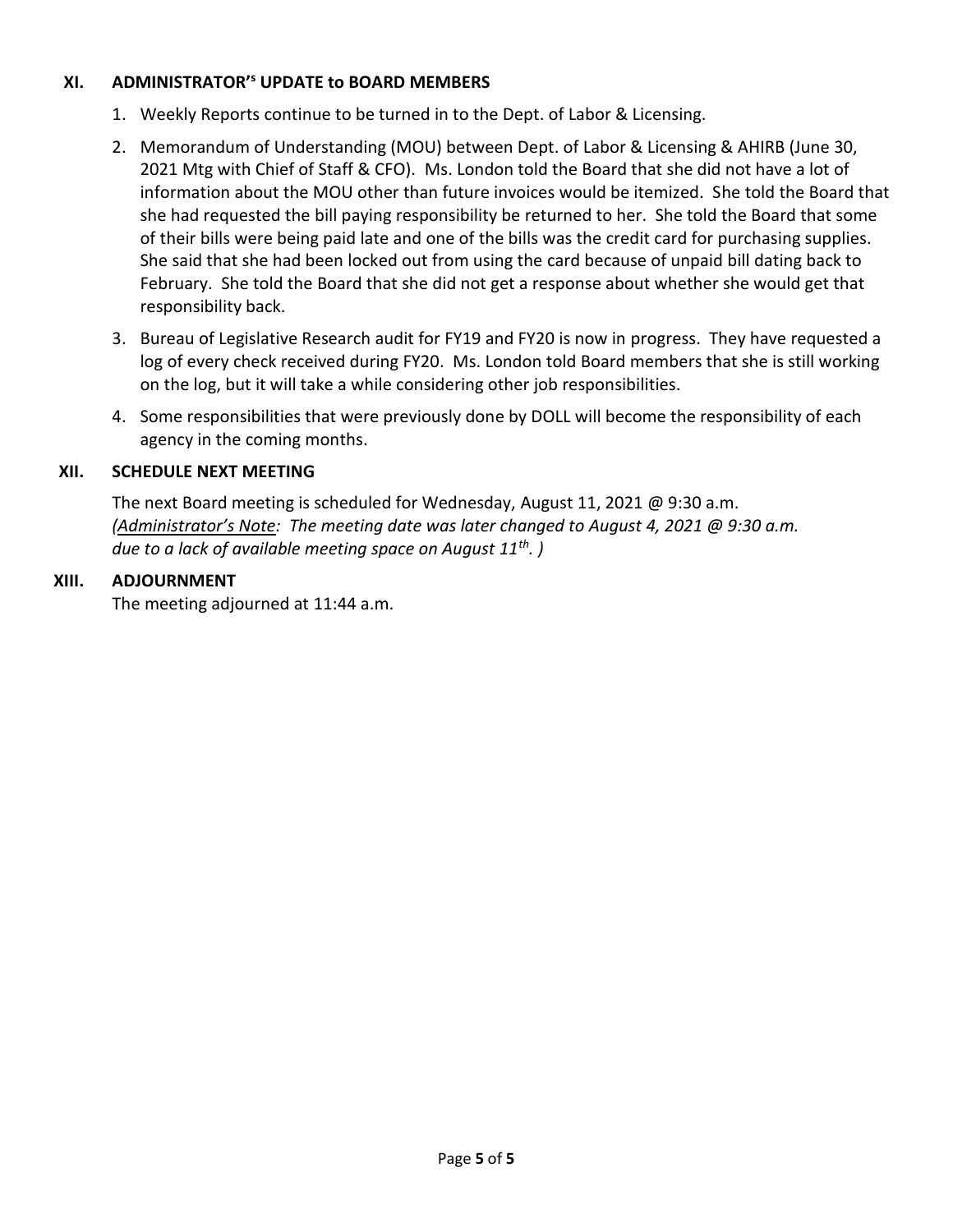## XI. ADMINISTRATOR's UPDATE to BOARD MEMBERS

1. Weekly Reports continue to be turned in to the Dept. of Labor & Licensing.
2. Memorandum of Understanding (MOU) between Dept. of Labor & Licensing & AHIRB (June 30, 2021 Mtg with Chief of Staff & CFO). Ms. London told the Board that she did not have a lot of information about the MOU other than future invoices would be itemized. She told the Board that she had requested the bill paying responsibility be returned to her. She told the Board that some of their bills were being paid late and one of the bills was the credit card for purchasing supplies. She said that she had been locked out from using the card because of unpaid bill dating back to February. She told the Board that she did not get a response about whether she would get that responsibility back.
3. Bureau of Legislative Research audit for FY19 and FY20 is now in progress. They have requested a log of every check received during FY20. Ms. London told Board members that she is still working on the log, but it will take a while considering other job responsibilities.
4. Some responsibilities that were previously done by DOLL will become the responsibility of each agency in the coming months.

## XII. SCHEDULE NEXT MEETING

The next Board meeting is scheduled for Wednesday, August 11, 2021 @ 9:30 a.m. *(Administrator's Note: The meeting date was later changed to August 4, 2021 @ 9:30 a.m. due to a lack of available meeting space on August 11th. )*

## XIII. ADJOURNMENT

The meeting adjourned at 11:44 a.m.